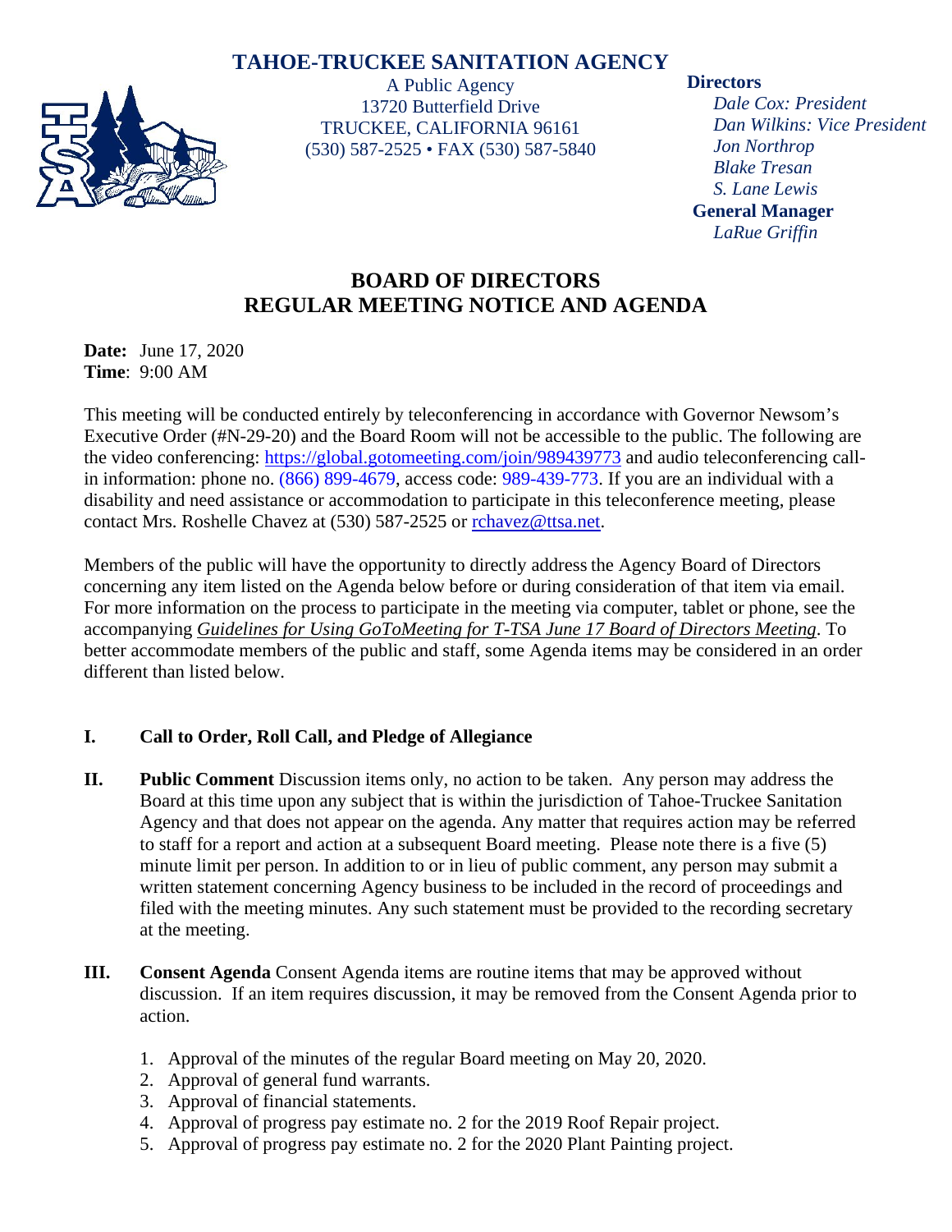# TAHOE-TRUCKEE SANITATION AGENCY

A Public Agency
13720 Butterfield Drive
TRUCKEE, CALIFORNIA 96161
(530) 587-2525 • FAX (530) 587-5840

**Directors**
*Dale Cox: President*
*Dan Wilkins: Vice President*
*Jon Northrop*
*Blake Tresan*
*S. Lane Lewis*

**General Manager**
*LaRue Griffin*

## BOARD OF DIRECTORS
## REGULAR MEETING NOTICE AND AGENDA

**Date:** June 17, 2020
**Time**: 9:00 AM

This meeting will be conducted entirely by teleconferencing in accordance with Governor Newsom's Executive Order (#N-29-20) and the Board Room will not be accessible to the public. The following are the video conferencing: https://global.gotomeeting.com/join/989439773 and audio teleconferencing call-in information: phone no. (866) 899-4679, access code: 989-439-773. If you are an individual with a disability and need assistance or accommodation to participate in this teleconference meeting, please contact Mrs. Roshelle Chavez at (530) 587-2525 or rchavez@ttsa.net.

Members of the public will have the opportunity to directly address the Agency Board of Directors concerning any item listed on the Agenda below before or during consideration of that item via email. For more information on the process to participate in the meeting via computer, tablet or phone, see the accompanying *Guidelines for Using GoToMeeting for T-TSA June 17 Board of Directors Meeting*. To better accommodate members of the public and staff, some Agenda items may be considered in an order different than listed below.

**I. Call to Order, Roll Call, and Pledge of Allegiance**

**II. Public Comment** Discussion items only, no action to be taken. Any person may address the Board at this time upon any subject that is within the jurisdiction of Tahoe-Truckee Sanitation Agency and that does not appear on the agenda. Any matter that requires action may be referred to staff for a report and action at a subsequent Board meeting. Please note there is a five (5) minute limit per person. In addition to or in lieu of public comment, any person may submit a written statement concerning Agency business to be included in the record of proceedings and filed with the meeting minutes. Any such statement must be provided to the recording secretary at the meeting.

**III. Consent Agenda** Consent Agenda items are routine items that may be approved without discussion. If an item requires discussion, it may be removed from the Consent Agenda prior to action.

1. Approval of the minutes of the regular Board meeting on May 20, 2020.
2. Approval of general fund warrants.
3. Approval of financial statements.
4. Approval of progress pay estimate no. 2 for the 2019 Roof Repair project.
5. Approval of progress pay estimate no. 2 for the 2020 Plant Painting project.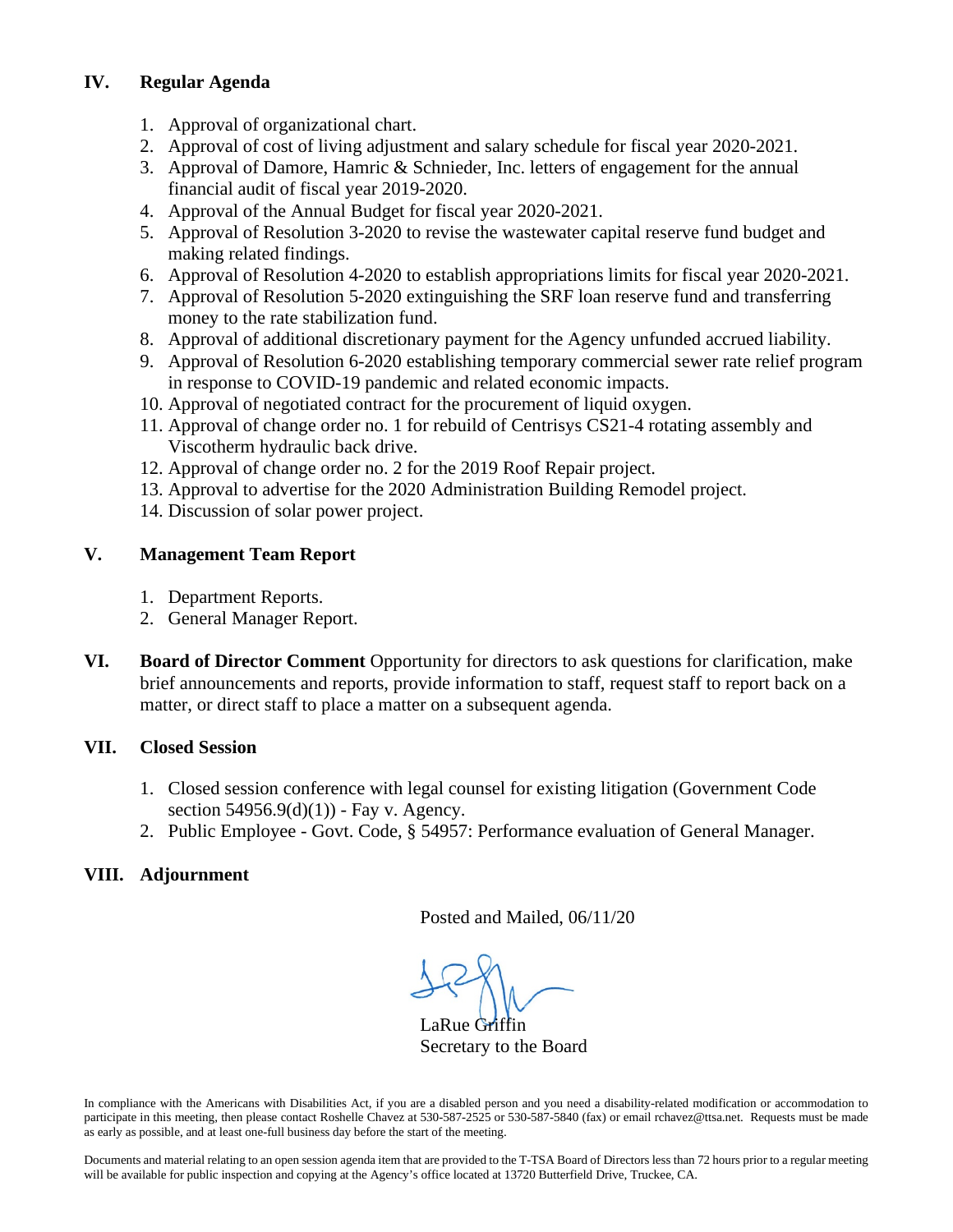## IV. Regular Agenda

1. Approval of organizational chart.
2. Approval of cost of living adjustment and salary schedule for fiscal year 2020-2021.
3. Approval of Damore, Hamric & Schnieder, Inc. letters of engagement for the annual financial audit of fiscal year 2019-2020.
4. Approval of the Annual Budget for fiscal year 2020-2021.
5. Approval of Resolution 3-2020 to revise the wastewater capital reserve fund budget and making related findings.
6. Approval of Resolution 4-2020 to establish appropriations limits for fiscal year 2020-2021.
7. Approval of Resolution 5-2020 extinguishing the SRF loan reserve fund and transferring money to the rate stabilization fund.
8. Approval of additional discretionary payment for the Agency unfunded accrued liability.
9. Approval of Resolution 6-2020 establishing temporary commercial sewer rate relief program in response to COVID-19 pandemic and related economic impacts.
10. Approval of negotiated contract for the procurement of liquid oxygen.
11. Approval of change order no. 1 for rebuild of Centrisys CS21-4 rotating assembly and Viscotherm hydraulic back drive.
12. Approval of change order no. 2 for the 2019 Roof Repair project.
13. Approval to advertise for the 2020 Administration Building Remodel project.
14. Discussion of solar power project.

## V. Management Team Report

1. Department Reports.
2. General Manager Report.

## VI. Board of Director Comment

**Board of Director Comment** Opportunity for directors to ask questions for clarification, make brief announcements and reports, provide information to staff, request staff to report back on a matter, or direct staff to place a matter on a subsequent agenda.

## VII. Closed Session

1. Closed session conference with legal counsel for existing litigation (Government Code section 54956.9(d)(1)) - Fay v. Agency.
2. Public Employee - Govt. Code, § 54957: Performance evaluation of General Manager.

## VIII. Adjournment

Posted and Mailed, 06/11/20

LaRue Griffin
Secretary to the Board

In compliance with the Americans with Disabilities Act, if you are a disabled person and you need a disability-related modification or accommodation to participate in this meeting, then please contact Roshelle Chavez at 530-587-2525 or 530-587-5840 (fax) or email rchavez@ttsa.net. Requests must be made as early as possible, and at least one-full business day before the start of the meeting.

Documents and material relating to an open session agenda item that are provided to the T-TSA Board of Directors less than 72 hours prior to a regular meeting will be available for public inspection and copying at the Agency's office located at 13720 Butterfield Drive, Truckee, CA.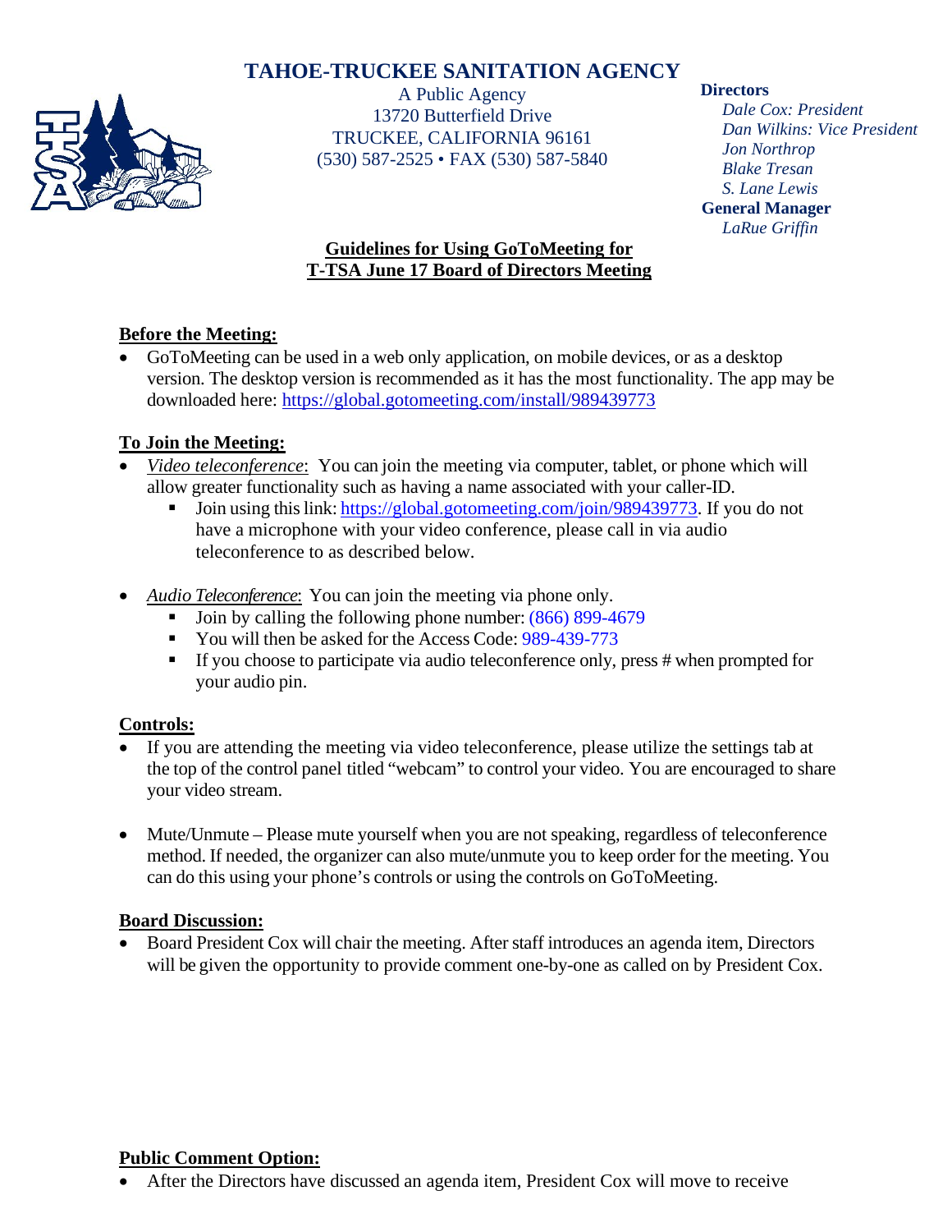# TAHOE-TRUCKEE SANITATION AGENCY

A Public Agency
13720 Butterfield Drive
TRUCKEE, CALIFORNIA 96161
(530) 587-2525 • FAX (530) 587-5840

**Directors**
*Dale Cox: President*
*Dan Wilkins: Vice President*
*Jon Northrop*
*Blake Tresan*
*S. Lane Lewis*
**General Manager**
*LaRue Griffin*

## Guidelines for Using GoToMeeting for T-TSA June 17 Board of Directors Meeting

### Before the Meeting:

- GoToMeeting can be used in a web only application, on mobile devices, or as a desktop version. The desktop version is recommended as it has the most functionality. The app may be downloaded here: https://global.gotomeeting.com/install/989439773

### To Join the Meeting:

- *Video teleconference*: You can join the meeting via computer, tablet, or phone which will allow greater functionality such as having a name associated with your caller-ID.
  - Join using this link: https://global.gotomeeting.com/join/989439773. If you do not have a microphone with your video conference, please call in via audio teleconference to as described below.
- *Audio Teleconference*: You can join the meeting via phone only.
  - Join by calling the following phone number: (866) 899-4679
  - You will then be asked for the Access Code: 989-439-773
  - If you choose to participate via audio teleconference only, press # when prompted for your audio pin.

### Controls:

- If you are attending the meeting via video teleconference, please utilize the settings tab at the top of the control panel titled "webcam" to control your video. You are encouraged to share your video stream.
- Mute/Unmute – Please mute yourself when you are not speaking, regardless of teleconference method. If needed, the organizer can also mute/unmute you to keep order for the meeting. You can do this using your phone's controls or using the controls on GoToMeeting.

### Board Discussion:

- Board President Cox will chair the meeting. After staff introduces an agenda item, Directors will be given the opportunity to provide comment one-by-one as called on by President Cox.

### Public Comment Option:

- After the Directors have discussed an agenda item, President Cox will move to receive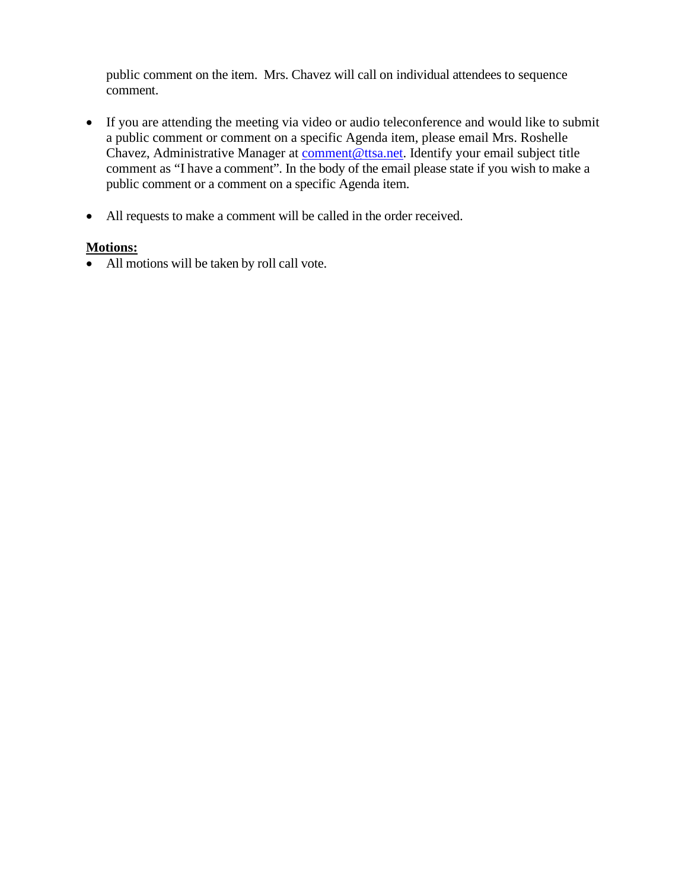public comment on the item.  Mrs. Chavez will call on individual attendees to sequence comment.

- If you are attending the meeting via video or audio teleconference and would like to submit a public comment or comment on a specific Agenda item, please email Mrs. Roshelle Chavez, Administrative Manager at comment@ttsa.net. Identify your email subject title comment as "I have a comment". In the body of the email please state if you wish to make a public comment or a comment on a specific Agenda item.

- All requests to make a comment will be called in the order received.

**Motions:**

- All motions will be taken by roll call vote.